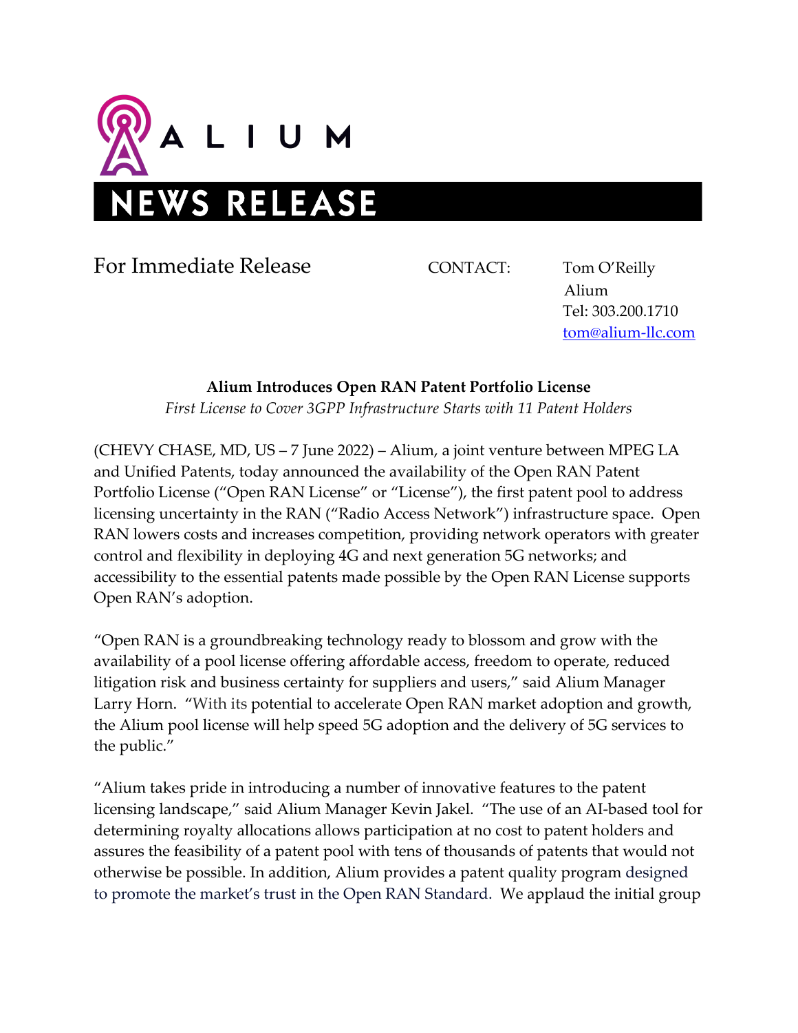# ALIUM

# NEWS RELEASE

For Immediate Release

CONTACT: Tom O'Reilly
Alium
Tel: 303.200.1710
tom@alium-llc.com

**Alium Introduces Open RAN Patent Portfolio License**

*First License to Cover 3GPP Infrastructure Starts with 11 Patent Holders*

(CHEVY CHASE, MD, US – 7 June 2022) – Alium, a joint venture between MPEG LA and Unified Patents, today announced the availability of the Open RAN Patent Portfolio License ("Open RAN License" or "License"), the first patent pool to address licensing uncertainty in the RAN ("Radio Access Network") infrastructure space. Open RAN lowers costs and increases competition, providing network operators with greater control and flexibility in deploying 4G and next generation 5G networks; and accessibility to the essential patents made possible by the Open RAN License supports Open RAN's adoption.

"Open RAN is a groundbreaking technology ready to blossom and grow with the availability of a pool license offering affordable access, freedom to operate, reduced litigation risk and business certainty for suppliers and users," said Alium Manager Larry Horn. "With its potential to accelerate Open RAN market adoption and growth, the Alium pool license will help speed 5G adoption and the delivery of 5G services to the public."

"Alium takes pride in introducing a number of innovative features to the patent licensing landscape," said Alium Manager Kevin Jakel. "The use of an AI-based tool for determining royalty allocations allows participation at no cost to patent holders and assures the feasibility of a patent pool with tens of thousands of patents that would not otherwise be possible. In addition, Alium provides a patent quality program designed to promote the market's trust in the Open RAN Standard. We applaud the initial group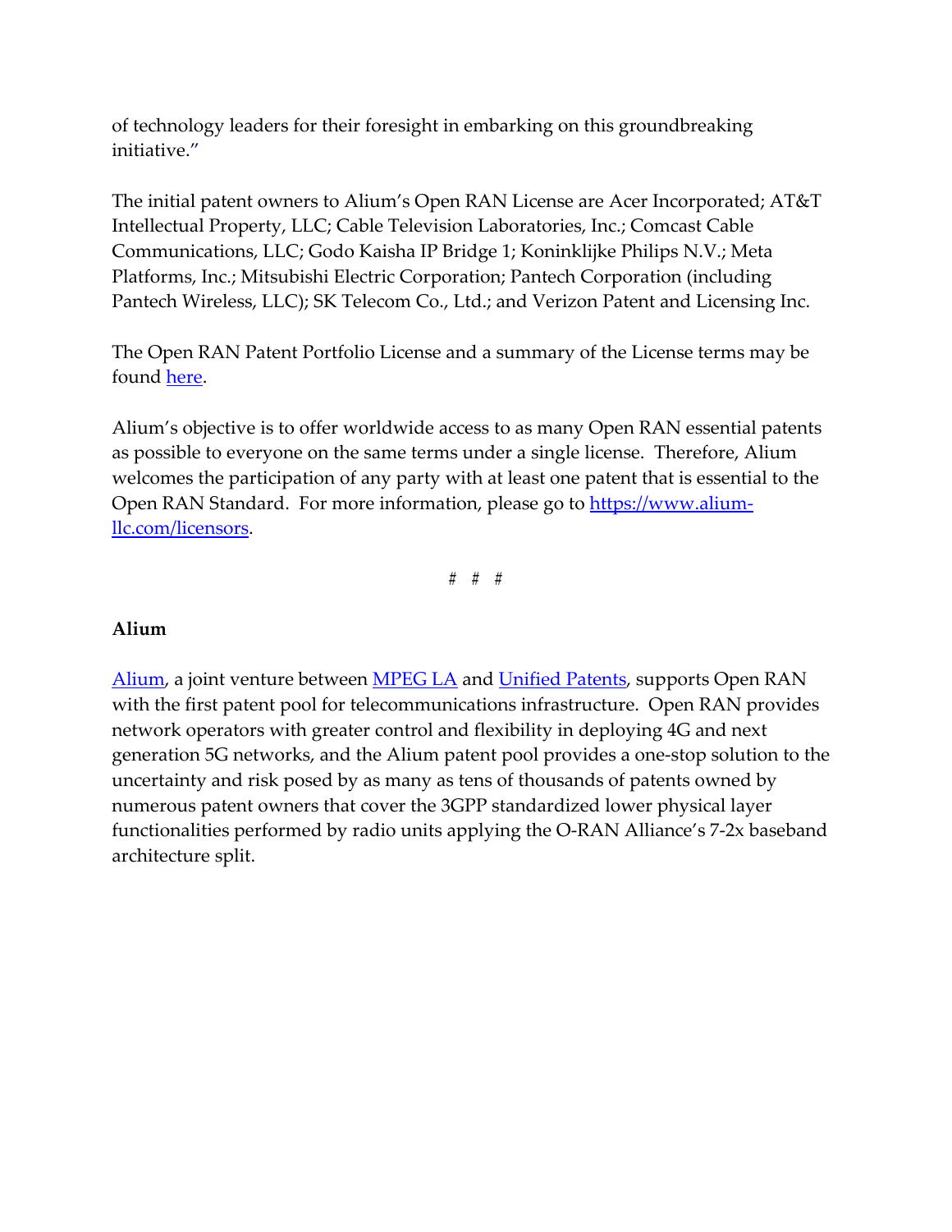of technology leaders for their foresight in embarking on this groundbreaking initiative."

The initial patent owners to Alium's Open RAN License are Acer Incorporated; AT&T Intellectual Property, LLC; Cable Television Laboratories, Inc.; Comcast Cable Communications, LLC; Godo Kaisha IP Bridge 1; Koninklijke Philips N.V.; Meta Platforms, Inc.; Mitsubishi Electric Corporation; Pantech Corporation (including Pantech Wireless, LLC); SK Telecom Co., Ltd.; and Verizon Patent and Licensing Inc.

The Open RAN Patent Portfolio License and a summary of the License terms may be found here.

Alium's objective is to offer worldwide access to as many Open RAN essential patents as possible to everyone on the same terms under a single license. Therefore, Alium welcomes the participation of any party with at least one patent that is essential to the Open RAN Standard. For more information, please go to https://www.alium-llc.com/licensors.

# # #

**Alium**

Alium, a joint venture between MPEG LA and Unified Patents, supports Open RAN with the first patent pool for telecommunications infrastructure. Open RAN provides network operators with greater control and flexibility in deploying 4G and next generation 5G networks, and the Alium patent pool provides a one-stop solution to the uncertainty and risk posed by as many as tens of thousands of patents owned by numerous patent owners that cover the 3GPP standardized lower physical layer functionalities performed by radio units applying the O-RAN Alliance's 7-2x baseband architecture split.